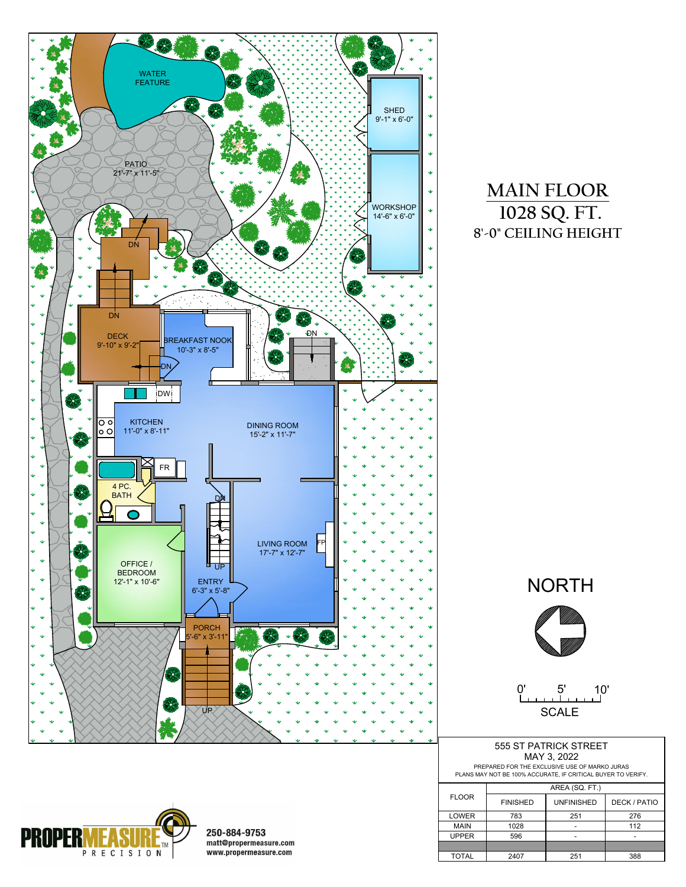# MAIN FLOOR
## 1028 SQ. FT.
### 8'-0" CEILING HEIGHT

WATER FEATURE

SHED
9'-1" x 6'-0"

PATIO
21'-7" x 11'-5"

WORKSHOP
14'-6" x 6'-0"

DN

DN

DECK
9'-10" x 9'-2"

BREAKFAST NOOK
10'-3" x 8'-5"

DN

DN

DW

KITCHEN
11'-0" x 8'-11"

DINING ROOM
15'-2" x 11'-7"

FR

4 PC. BATH

DN

LIVING ROOM
17'-7" x 12'-7"

FP

UP

OFFICE / BEDROOM
12'-1" x 10'-6"

ENTRY
6'-3" x 5'-8"

PORCH
5'-6" x 3'-11"

UP

NORTH

0' 5' 10'
SCALE

555 ST PATRICK STREET
MAY 3, 2022
PREPARED FOR THE EXCLUSIVE USE OF MARKO JURAS
PLANS MAY NOT BE 100% ACCURATE, IF CRITICAL BUYER TO VERIFY.

| FLOOR | AREA (SQ. FT.) | | |
|---|---|---|---|
| | FINISHED | UNFINISHED | DECK / PATIO |
| LOWER | 783 | 251 | 276 |
| MAIN | 1028 | - | 112 |
| UPPER | 596 | - | - |
| | | | |
| TOTAL | 2407 | 251 | 388 |

PROPERMEASURE™ PRECISION
250-884-9753
matt@propermeasure.com
www.propermeasure.com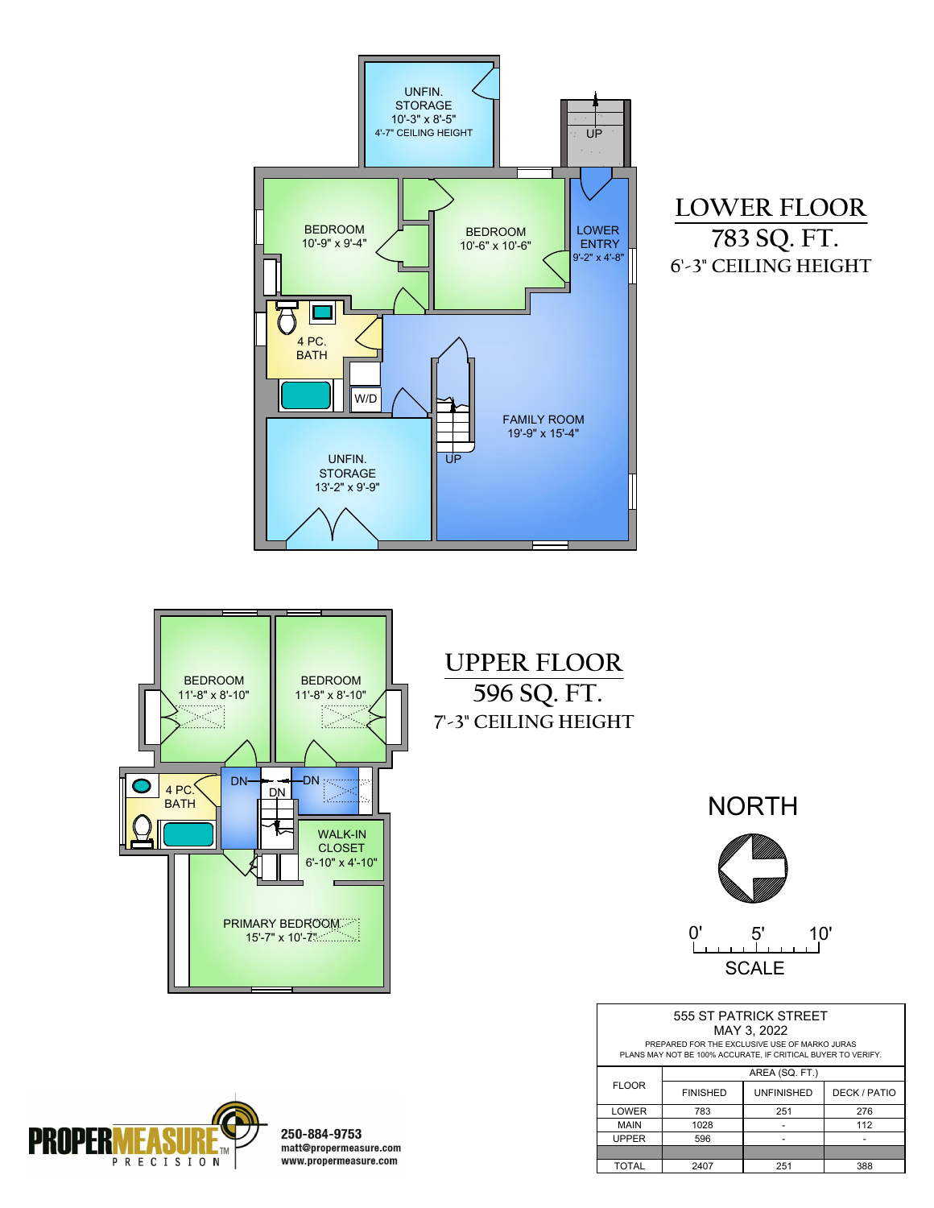UNFIN.
STORAGE
10'-3" x 8'-5"
4'-7" CEILING HEIGHT

UP

BEDROOM
10'-9" x 9'-4"

BEDROOM
10'-6" x 10'-6"

LOWER
ENTRY
9'-2" x 4'-8"

4 PC.
BATH

W/D

FAMILY ROOM
19'-9" x 15'-4"

UP

UNFIN.
STORAGE
13'-2" x 9'-9"

# LOWER FLOOR
## 783 SQ. FT.
### 6'-3" CEILING HEIGHT

BEDROOM
11'-8" x 8'-10"

BEDROOM
11'-8" x 8'-10"

4 PC.
BATH

DN

DN

DN

WALK-IN
CLOSET
6'-10" x 4'-10"

PRIMARY BEDROOM
15'-7" x 10'-7"

# UPPER FLOOR
## 596 SQ. FT.
### 7'-3" CEILING HEIGHT

NORTH

0' 5' 10'
SCALE

555 ST PATRICK STREET
MAY 3, 2022
PREPARED FOR THE EXCLUSIVE USE OF MARKO JURAS
PLANS MAY NOT BE 100% ACCURATE, IF CRITICAL BUYER TO VERIFY.

| FLOOR | AREA (SQ. FT.) | | |
|---|---|---|---|
| | FINISHED | UNFINISHED | DECK / PATIO |
| LOWER | 783 | 251 | 276 |
| MAIN | 1028 | - | 112 |
| UPPER | 596 | - | - |
| | | | |
| TOTAL | 2407 | 251 | 388 |

PROPERMEASURE PRECISION
250-884-9753
matt@propermeasure.com
www.propermeasure.com